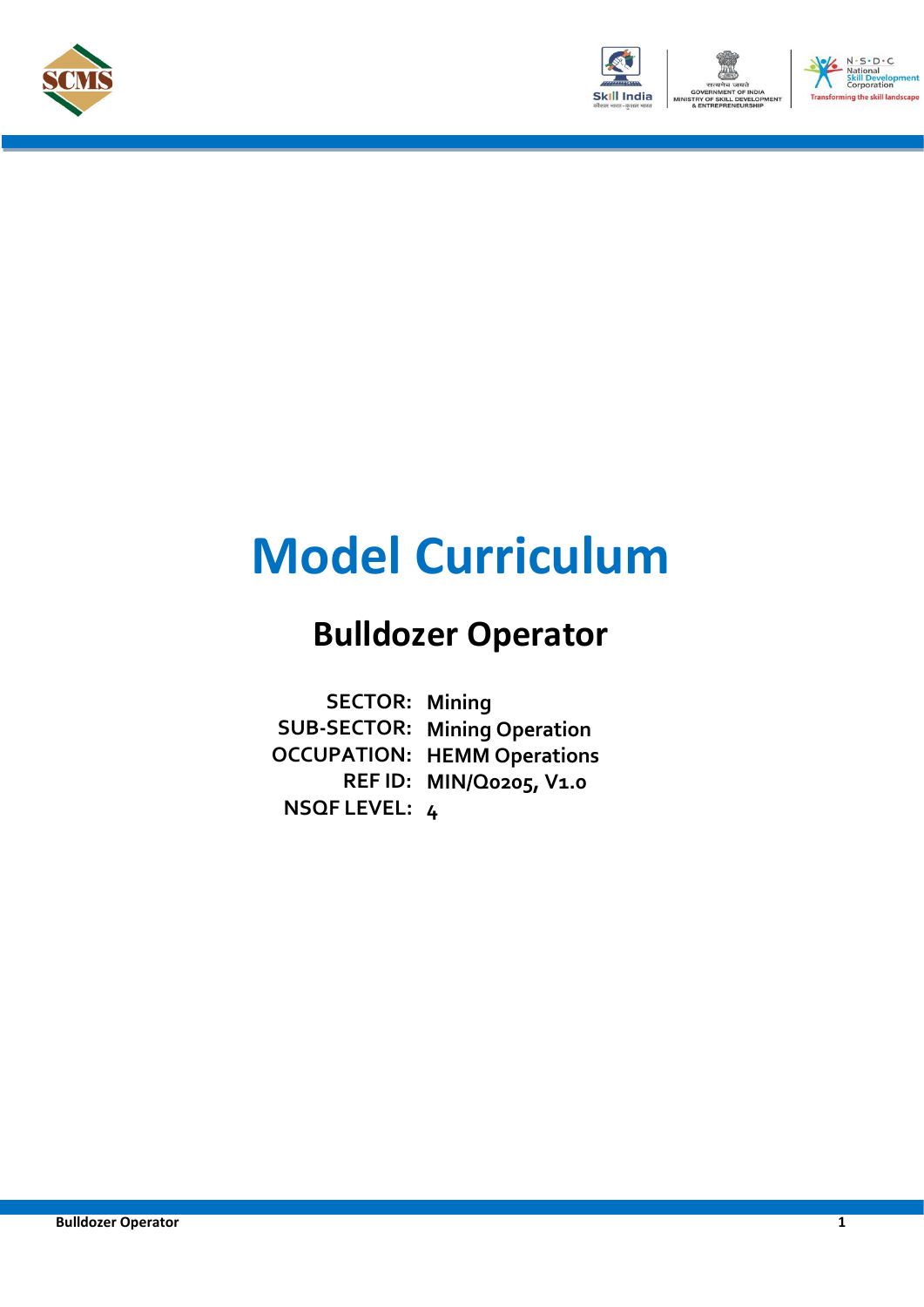# Model Curriculum

## Bulldozer Operator

**SECTOR:** Mining
**SUB-SECTOR:** Mining Operation
**OCCUPATION:** HEMM Operations
**REF ID:** MIN/Q0205, V1.0
**NSQF LEVEL:** 4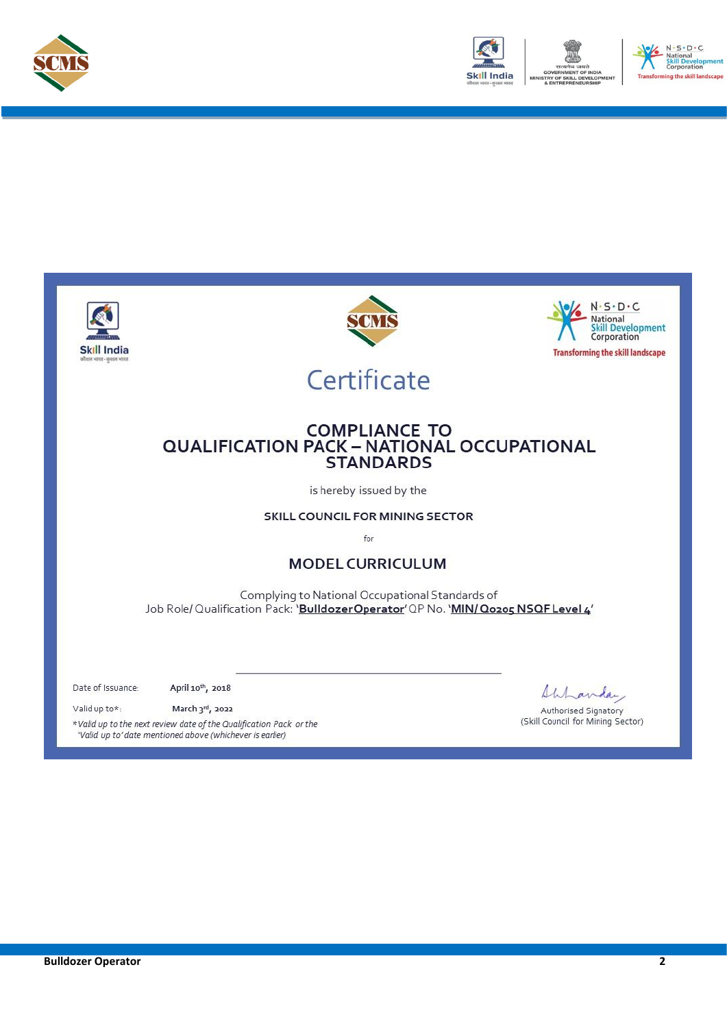# Certificate

## COMPLIANCE TO QUALIFICATION PACK – NATIONAL OCCUPATIONAL STANDARDS

is hereby issued by the

**SKILL COUNCIL FOR MINING SECTOR**

for

## MODEL CURRICULUM

Complying to National Occupational Standards of
Job Role/ Qualification Pack: '**Bulldozer Operator**' QP No. '**MIN/ Q0205 NSQF Level 4**'

Date of Issuance: April 10th, 2018

Valid up to*: March 3rd, 2022

*Valid up to the next review date of the Qualification Pack or the 'Valid up to' date mentioned above (whichever is earlier)

Authorised Signatory
(Skill Council for Mining Sector)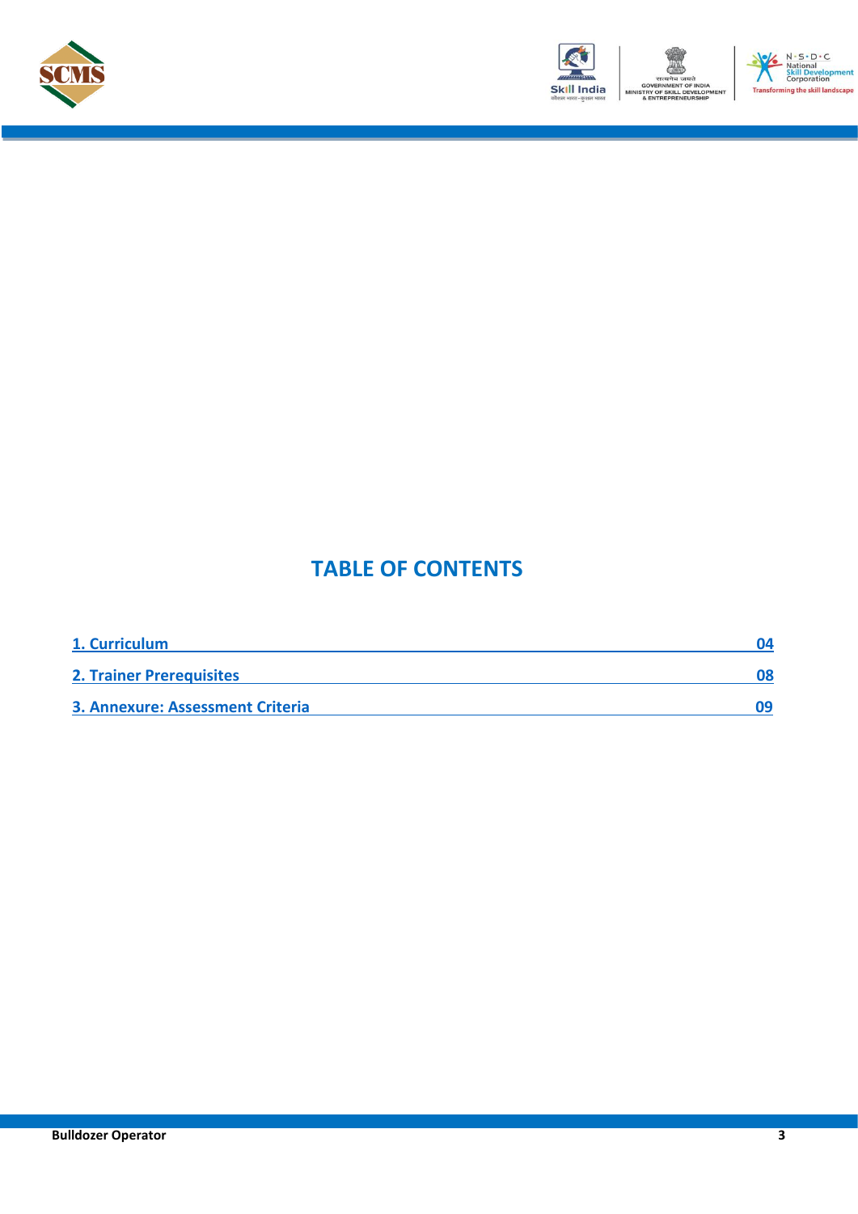# TABLE OF CONTENTS

| | |
|---|---|
| 1. Curriculum | 04 |
| 2. Trainer Prerequisites | 08 |
| 3. Annexure: Assessment Criteria | 09 |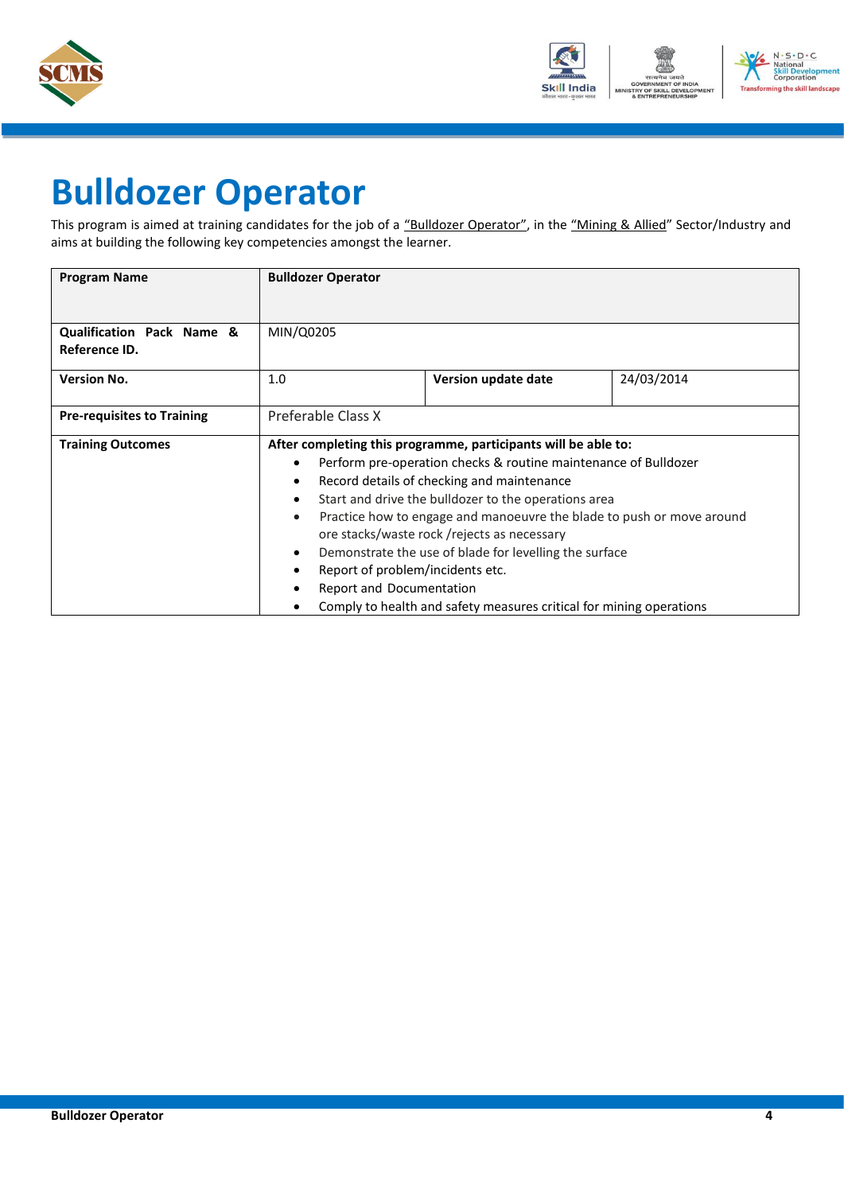# Bulldozer Operator

This program is aimed at training candidates for the job of a "Bulldozer Operator", in the "Mining & Allied" Sector/Industry and aims at building the following key competencies amongst the learner.

| **Program Name** | **Bulldozer Operator** | | |
|---|---|---|---|
| **Qualification Pack Name & Reference ID.** | MIN/Q0205 | | |
| **Version No.** | 1.0 | **Version update date** | 24/03/2014 |
| **Pre-requisites to Training** | Preferable Class X | | |
| **Training Outcomes** | **After completing this programme, participants will be able to:**<br>• Perform pre-operation checks & routine maintenance of Bulldozer<br>• Record details of checking and maintenance<br>• Start and drive the bulldozer to the operations area<br>• Practice how to engage and manoeuvre the blade to push or move around ore stacks/waste rock /rejects as necessary<br>• Demonstrate the use of blade for levelling the surface<br>• Report of problem/incidents etc.<br>• Report and Documentation<br>• Comply to health and safety measures critical for mining operations | | |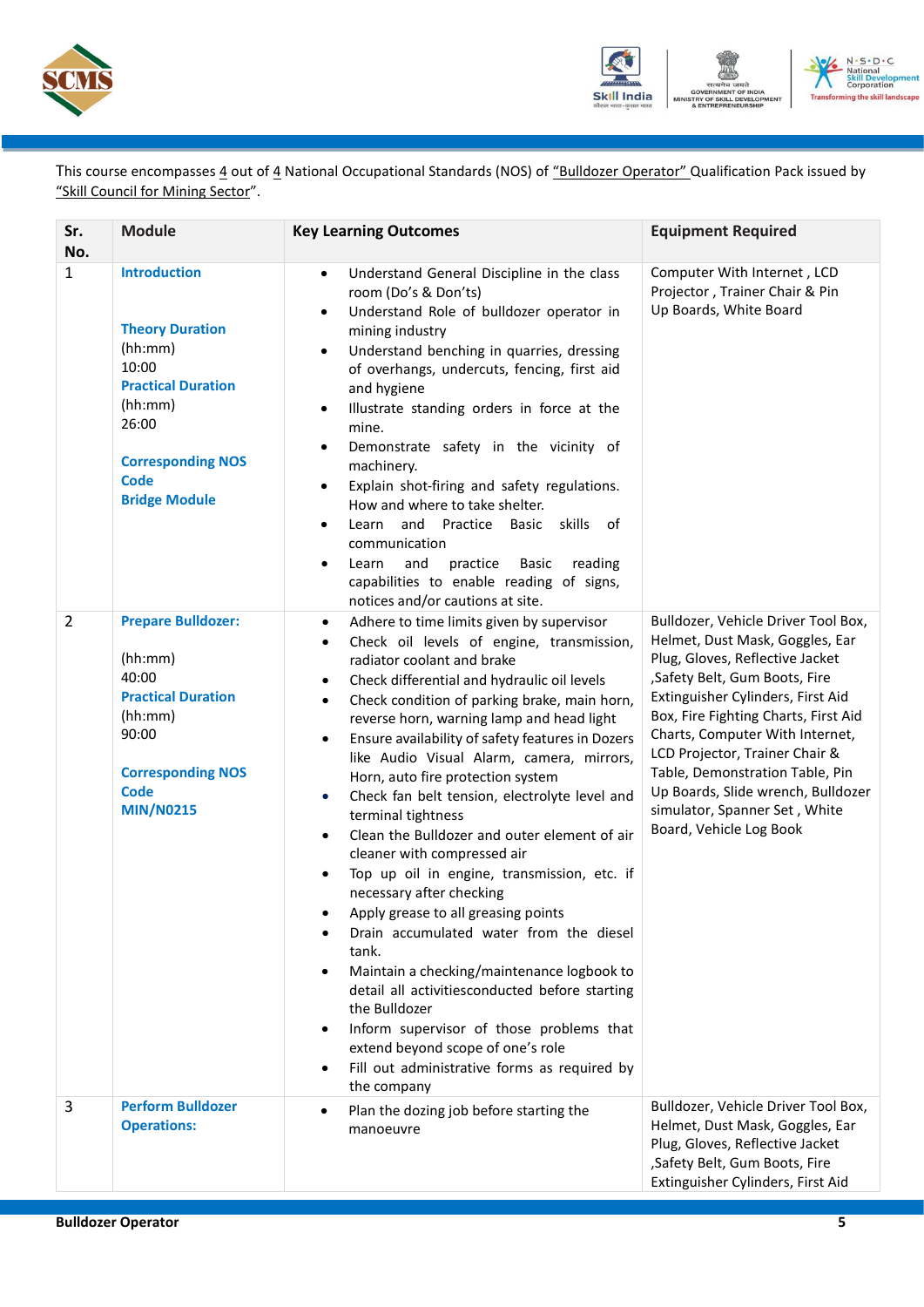This course encompasses 4 out of 4 National Occupational Standards (NOS) of "Bulldozer Operator" Qualification Pack issued by "Skill Council for Mining Sector".

| Sr. No. | Module | Key Learning Outcomes | Equipment Required |
|---|---|---|---|
| 1 | **Introduction**<br><br>**Theory Duration** (hh:mm)<br>10:00<br>**Practical Duration** (hh:mm)<br>26:00<br><br>**Corresponding NOS Code**<br>**Bridge Module** | • Understand General Discipline in the class room (Do's & Don'ts)<br>• Understand Role of bulldozer operator in mining industry<br>• Understand benching in quarries, dressing of overhangs, undercuts, fencing, first aid and hygiene<br>• Illustrate standing orders in force at the mine.<br>• Demonstrate safety in the vicinity of machinery.<br>• Explain shot-firing and safety regulations. How and where to take shelter.<br>• Learn and Practice Basic skills of communication<br>• Learn and practice Basic reading capabilities to enable reading of signs, notices and/or cautions at site. | Computer With Internet , LCD Projector , Trainer Chair & Pin Up Boards, White Board |
| 2 | **Prepare Bulldozer:**<br><br>(hh:mm)<br>40:00<br>**Practical Duration** (hh:mm)<br>90:00<br><br>**Corresponding NOS Code**<br>**MIN/N0215** | • Adhere to time limits given by supervisor<br>• Check oil levels of engine, transmission, radiator coolant and brake<br>• Check differential and hydraulic oil levels<br>• Check condition of parking brake, main horn, reverse horn, warning lamp and head light<br>• Ensure availability of safety features in Dozers like Audio Visual Alarm, camera, mirrors, Horn, auto fire protection system<br>• Check fan belt tension, electrolyte level and terminal tightness<br>• Clean the Bulldozer and outer element of air cleaner with compressed air<br>• Top up oil in engine, transmission, etc. if necessary after checking<br>• Apply grease to all greasing points<br>• Drain accumulated water from the diesel tank.<br>• Maintain a checking/maintenance logbook to detail all activitiesconducted before starting the Bulldozer<br>• Inform supervisor of those problems that extend beyond scope of one's role<br>• Fill out administrative forms as required by the company | Bulldozer, Vehicle Driver Tool Box, Helmet, Dust Mask, Goggles, Ear Plug, Gloves, Reflective Jacket ,Safety Belt, Gum Boots, Fire Extinguisher Cylinders, First Aid Box, Fire Fighting Charts, First Aid Charts, Computer With Internet, LCD Projector, Trainer Chair & Table, Demonstration Table, Pin Up Boards, Slide wrench, Bulldozer simulator, Spanner Set , White Board, Vehicle Log Book |
| 3 | **Perform Bulldozer Operations:** | • Plan the dozing job before starting the manoeuvre | Bulldozer, Vehicle Driver Tool Box, Helmet, Dust Mask, Goggles, Ear Plug, Gloves, Reflective Jacket ,Safety Belt, Gum Boots, Fire Extinguisher Cylinders, First Aid |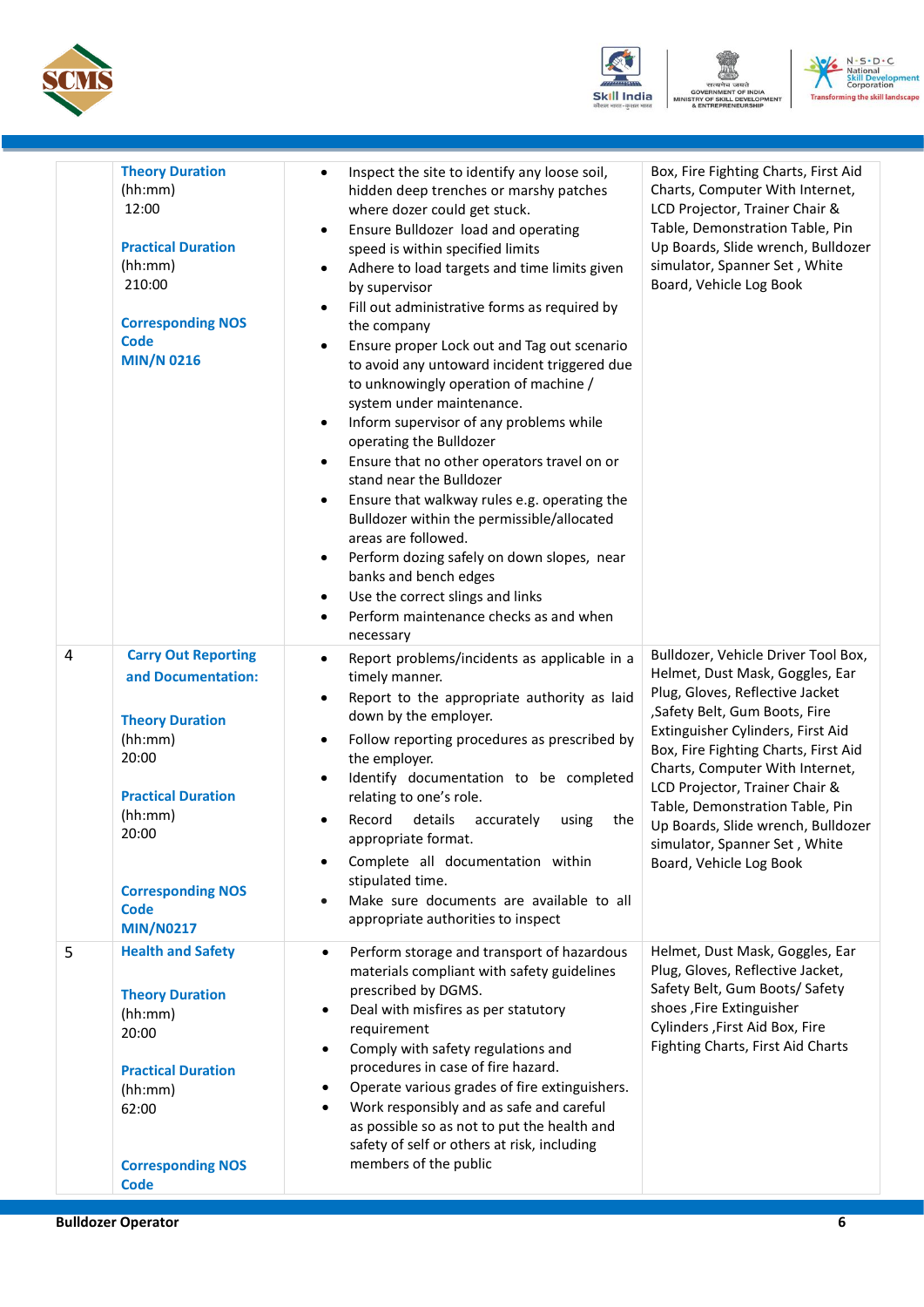| | | | |
|---|---|---|---|
| | **Theory Duration** (hh:mm) 12:00<br><br>**Practical Duration** (hh:mm) 210:00<br><br>**Corresponding NOS Code** **MIN/N 0216** | • Inspect the site to identify any loose soil, hidden deep trenches or marshy patches where dozer could get stuck.<br>• Ensure Bulldozer load and operating speed is within specified limits<br>• Adhere to load targets and time limits given by supervisor<br>• Fill out administrative forms as required by the company<br>• Ensure proper Lock out and Tag out scenario to avoid any untoward incident triggered due to unknowingly operation of machine / system under maintenance.<br>• Inform supervisor of any problems while operating the Bulldozer<br>• Ensure that no other operators travel on or stand near the Bulldozer<br>• Ensure that walkway rules e.g. operating the Bulldozer within the permissible/allocated areas are followed.<br>• Perform dozing safely on down slopes, near banks and bench edges<br>• Use the correct slings and links<br>• Perform maintenance checks as and when necessary | Box, Fire Fighting Charts, First Aid Charts, Computer With Internet, LCD Projector, Trainer Chair & Table, Demonstration Table, Pin Up Boards, Slide wrench, Bulldozer simulator, Spanner Set , White Board, Vehicle Log Book |
| 4 | **Carry Out Reporting and Documentation:**<br><br>**Theory Duration** (hh:mm) 20:00<br><br>**Practical Duration** (hh:mm) 20:00<br><br>**Corresponding NOS Code** **MIN/N0217** | • Report problems/incidents as applicable in a timely manner.<br>• Report to the appropriate authority as laid down by the employer.<br>• Follow reporting procedures as prescribed by the employer.<br>• Identify documentation to be completed relating to one's role.<br>• Record details accurately using the appropriate format.<br>• Complete all documentation within stipulated time.<br>• Make sure documents are available to all appropriate authorities to inspect | Bulldozer, Vehicle Driver Tool Box, Helmet, Dust Mask, Goggles, Ear Plug, Gloves, Reflective Jacket ,Safety Belt, Gum Boots, Fire Extinguisher Cylinders, First Aid Box, Fire Fighting Charts, First Aid Charts, Computer With Internet, LCD Projector, Trainer Chair & Table, Demonstration Table, Pin Up Boards, Slide wrench, Bulldozer simulator, Spanner Set , White Board, Vehicle Log Book |
| 5 | **Health and Safety**<br><br>**Theory Duration** (hh:mm) 20:00<br><br>**Practical Duration** (hh:mm) 62:00<br><br>**Corresponding NOS Code** | • Perform storage and transport of hazardous materials compliant with safety guidelines prescribed by DGMS.<br>• Deal with misfires as per statutory requirement<br>• Comply with safety regulations and procedures in case of fire hazard.<br>• Operate various grades of fire extinguishers.<br>• Work responsibly and as safe and careful as possible so as not to put the health and safety of self or others at risk, including members of the public | Helmet, Dust Mask, Goggles, Ear Plug, Gloves, Reflective Jacket, Safety Belt, Gum Boots/ Safety shoes ,Fire Extinguisher Cylinders ,First Aid Box, Fire Fighting Charts, First Aid Charts |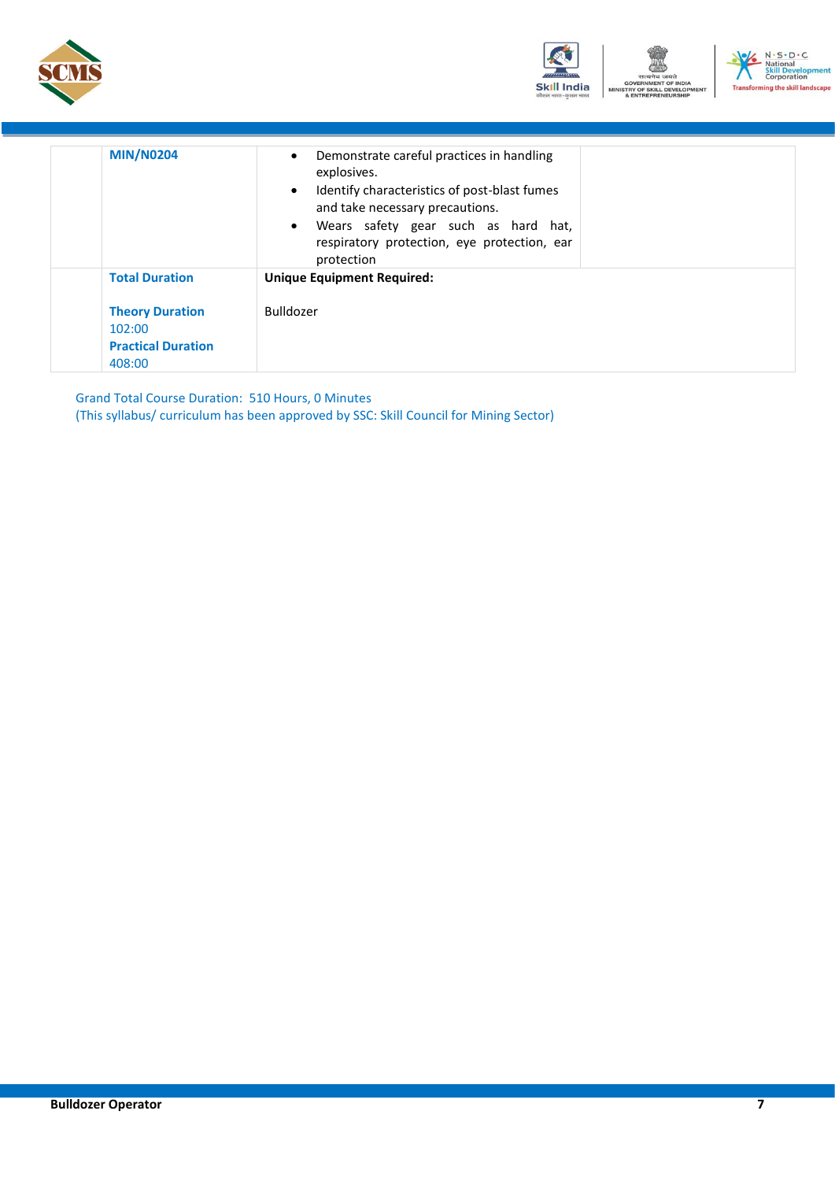| | | | |
|---|---|---|---|
| | **MIN/N0204** | • Demonstrate careful practices in handling explosives.<br>• Identify characteristics of post-blast fumes and take necessary precautions.<br>• Wears safety gear such as hard hat, respiratory protection, eye protection, ear protection | |
| | **Total Duration**<br><br>**Theory Duration**<br>102:00<br>**Practical Duration**<br>408:00 | **Unique Equipment Required:**<br><br>Bulldozer | |

Grand Total Course Duration: 510 Hours, 0 Minutes
(This syllabus/ curriculum has been approved by SSC: Skill Council for Mining Sector)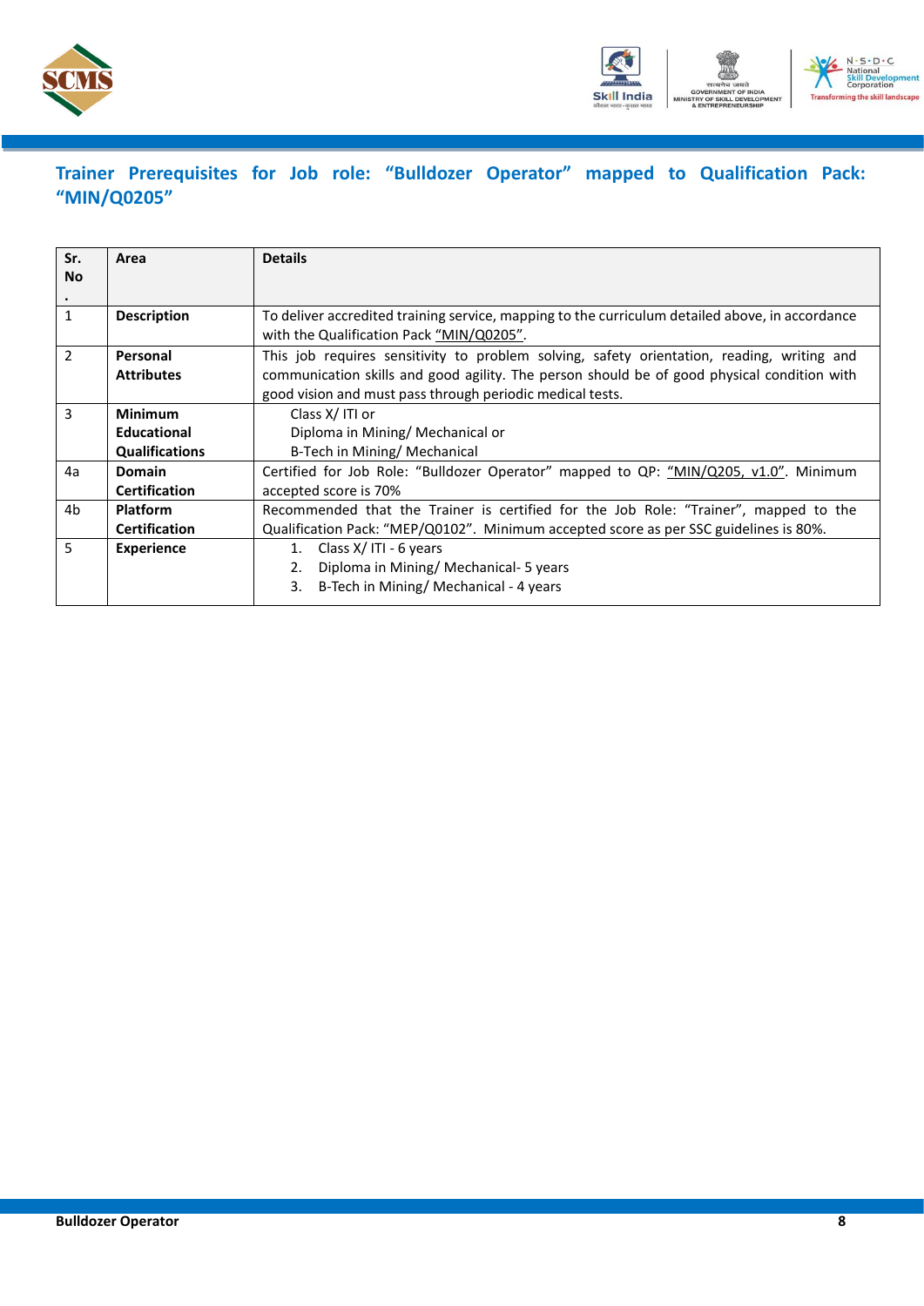## Trainer Prerequisites for Job role: "Bulldozer Operator" mapped to Qualification Pack: "MIN/Q0205"

| Sr. No. | Area | Details |
|---|---|---|
| 1 | **Description** | To deliver accredited training service, mapping to the curriculum detailed above, in accordance with the Qualification Pack "MIN/Q0205". |
| 2 | **Personal Attributes** | This job requires sensitivity to problem solving, safety orientation, reading, writing and communication skills and good agility. The person should be of good physical condition with good vision and must pass through periodic medical tests. |
| 3 | **Minimum Educational Qualifications** | Class X/ ITI or<br>Diploma in Mining/ Mechanical or<br>B-Tech in Mining/ Mechanical |
| 4a | **Domain Certification** | Certified for Job Role: "Bulldozer Operator" mapped to QP: "MIN/Q205, v1.0". Minimum accepted score is 70% |
| 4b | **Platform Certification** | Recommended that the Trainer is certified for the Job Role: "Trainer", mapped to the Qualification Pack: "MEP/Q0102". Minimum accepted score as per SSC guidelines is 80%. |
| 5 | **Experience** | 1. Class X/ ITI - 6 years<br>2. Diploma in Mining/ Mechanical- 5 years<br>3. B-Tech in Mining/ Mechanical - 4 years |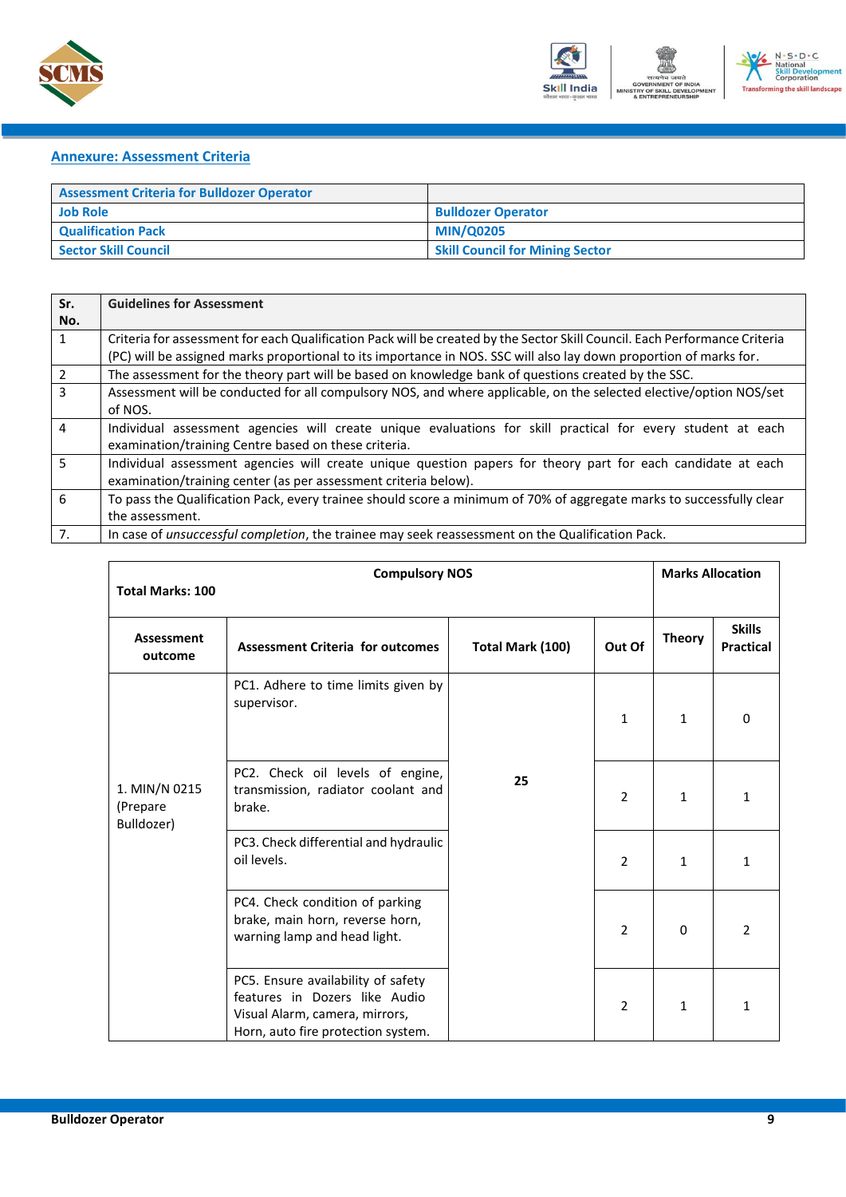## Annexure: Assessment Criteria

| Assessment Criteria for Bulldozer Operator | |
|---|---|
| Job Role | Bulldozer Operator |
| Qualification Pack | MIN/Q0205 |
| Sector Skill Council | Skill Council for Mining Sector |

| Sr. No. | Guidelines for Assessment |
|---|---|
| 1 | Criteria for assessment for each Qualification Pack will be created by the Sector Skill Council. Each Performance Criteria (PC) will be assigned marks proportional to its importance in NOS. SSC will also lay down proportion of marks for. |
| 2 | The assessment for the theory part will be based on knowledge bank of questions created by the SSC. |
| 3 | Assessment will be conducted for all compulsory NOS, and where applicable, on the selected elective/option NOS/set of NOS. |
| 4 | Individual assessment agencies will create unique evaluations for skill practical for every student at each examination/training Centre based on these criteria. |
| 5 | Individual assessment agencies will create unique question papers for theory part for each candidate at each examination/training center (as per assessment criteria below). |
| 6 | To pass the Qualification Pack, every trainee should score a minimum of 70% of aggregate marks to successfully clear the assessment. |
| 7. | In case of *unsuccessful completion*, the trainee may seek reassessment on the Qualification Pack. |

| Total Marks: 100 | Compulsory NOS | | | Marks Allocation | |
|---|---|---|---|---|---|
| Assessment outcome | Assessment Criteria for outcomes | Total Mark (100) | Out Of | Theory | Skills Practical |
| 1. MIN/N 0215 (Prepare Bulldozer) | PC1. Adhere to time limits given by supervisor. | 25 | 1 | 1 | 0 |
| | PC2. Check oil levels of engine, transmission, radiator coolant and brake. | | 2 | 1 | 1 |
| | PC3. Check differential and hydraulic oil levels. | | 2 | 1 | 1 |
| | PC4. Check condition of parking brake, main horn, reverse horn, warning lamp and head light. | | 2 | 0 | 2 |
| | PC5. Ensure availability of safety features in Dozers like Audio Visual Alarm, camera, mirrors, Horn, auto fire protection system. | | 2 | 1 | 1 |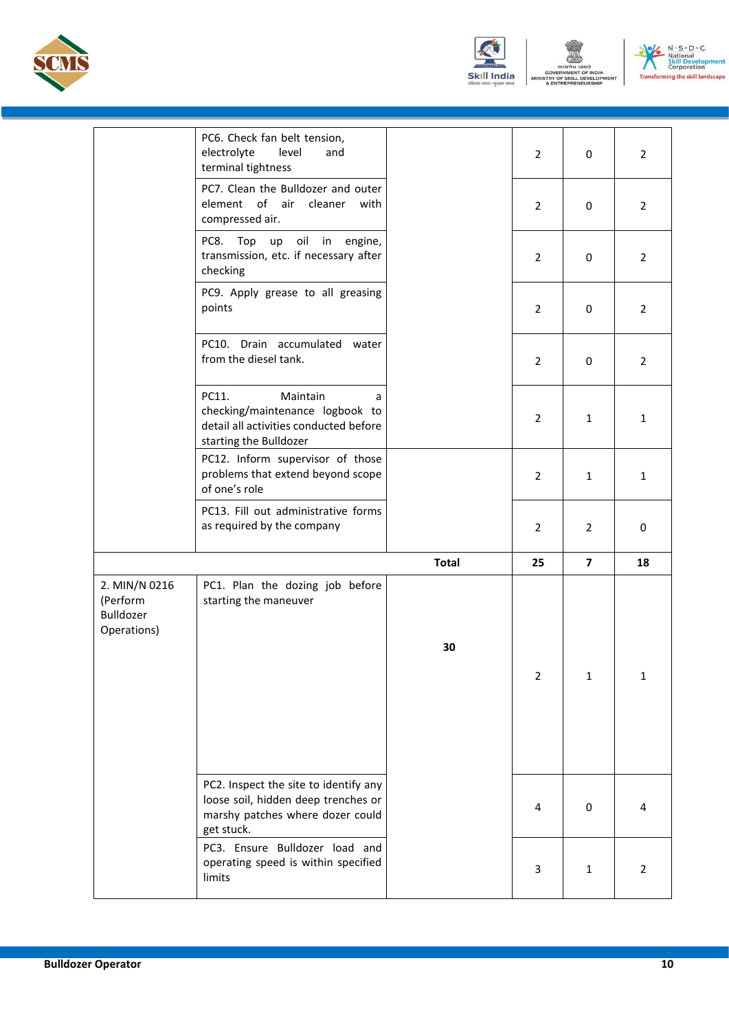| | | | | | |
|---|---|---|---|---|---|
| | PC6. Check fan belt tension, electrolyte level and terminal tightness | | 2 | 0 | 2 |
| | PC7. Clean the Bulldozer and outer element of air cleaner with compressed air. | | 2 | 0 | 2 |
| | PC8. Top up oil in engine, transmission, etc. if necessary after checking | | 2 | 0 | 2 |
| | PC9. Apply grease to all greasing points | | 2 | 0 | 2 |
| | PC10. Drain accumulated water from the diesel tank. | | 2 | 0 | 2 |
| | PC11. Maintain a checking/maintenance logbook to detail all activities conducted before starting the Bulldozer | | 2 | 1 | 1 |
| | PC12. Inform supervisor of those problems that extend beyond scope of one's role | | 2 | 1 | 1 |
| | PC13. Fill out administrative forms as required by the company | | 2 | 2 | 0 |
| | | **Total** | **25** | **7** | **18** |
| 2. MIN/N 0216 (Perform Bulldozer Operations) | PC1. Plan the dozing job before starting the maneuver | **30** | 2 | 1 | 1 |
| | PC2. Inspect the site to identify any loose soil, hidden deep trenches or marshy patches where dozer could get stuck. | | 4 | 0 | 4 |
| | PC3. Ensure Bulldozer load and operating speed is within specified limits | | 3 | 1 | 2 |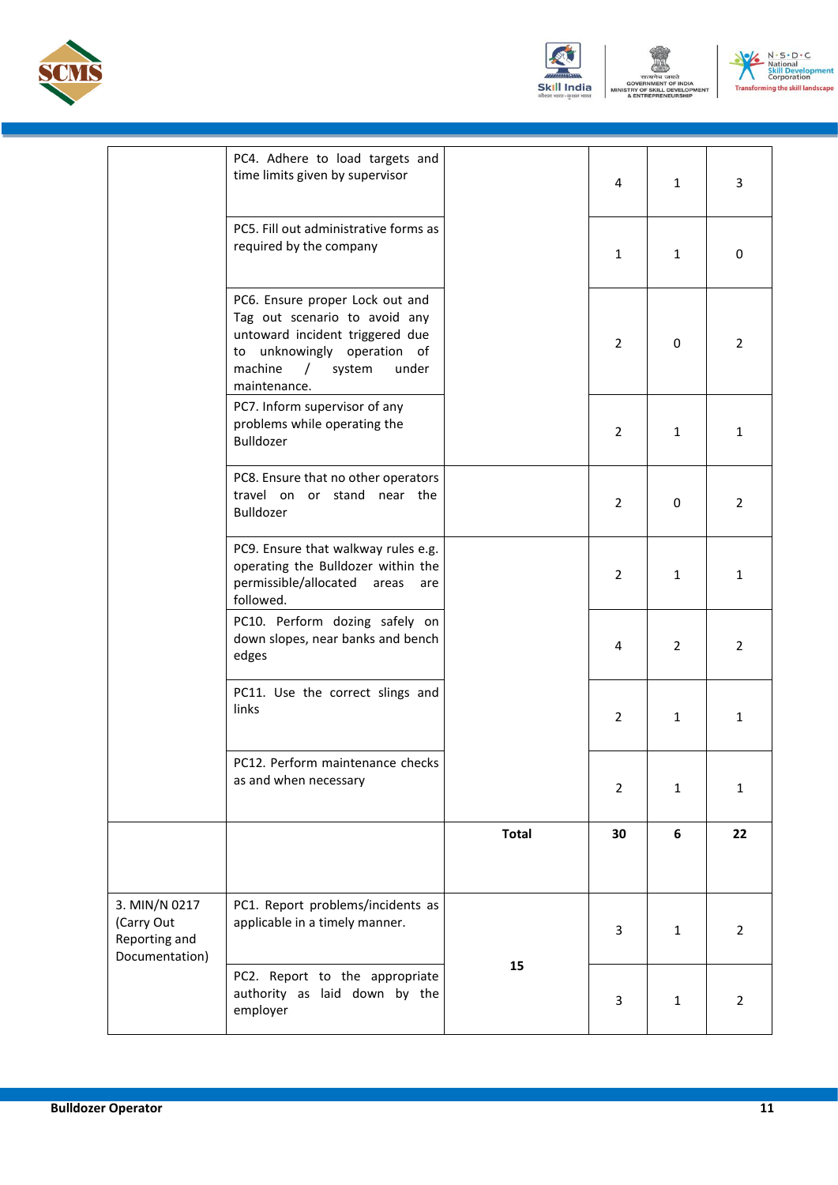| | | | | | |
|---|---|---|---|---|---|
| | PC4. Adhere to load targets and time limits given by supervisor | | 4 | 1 | 3 |
| | PC5. Fill out administrative forms as required by the company | | 1 | 1 | 0 |
| | PC6. Ensure proper Lock out and Tag out scenario to avoid any untoward incident triggered due to unknowingly operation of machine / system under maintenance. | | 2 | 0 | 2 |
| | PC7. Inform supervisor of any problems while operating the Bulldozer | | 2 | 1 | 1 |
| | PC8. Ensure that no other operators travel on or stand near the Bulldozer | | 2 | 0 | 2 |
| | PC9. Ensure that walkway rules e.g. operating the Bulldozer within the permissible/allocated areas are followed. | | 2 | 1 | 1 |
| | PC10. Perform dozing safely on down slopes, near banks and bench edges | | 4 | 2 | 2 |
| | PC11. Use the correct slings and links | | 2 | 1 | 1 |
| | PC12. Perform maintenance checks as and when necessary | | 2 | 1 | 1 |
| | | **Total** | **30** | **6** | **22** |
| 3. MIN/N 0217 (Carry Out Reporting and Documentation) | PC1. Report problems/incidents as applicable in a timely manner. | 15 | 3 | 1 | 2 |
| | PC2. Report to the appropriate authority as laid down by the employer | | 3 | 1 | 2 |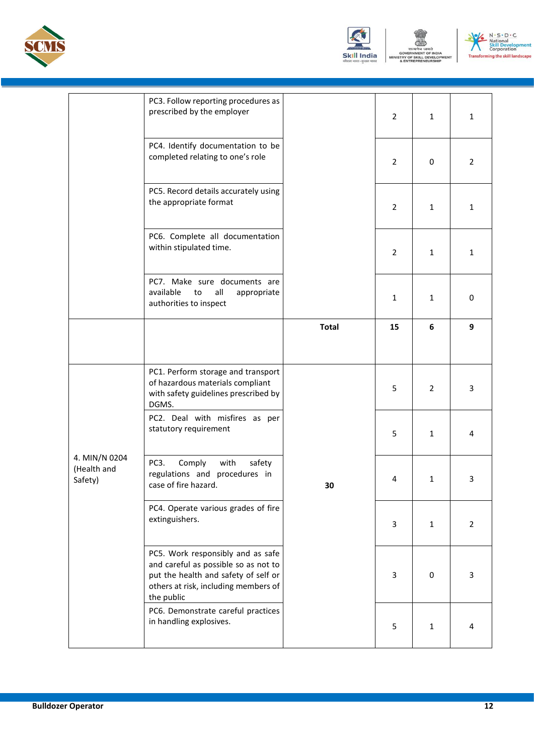| | | | | | |
|---|---|---|---|---|---|
| | PC3. Follow reporting procedures as prescribed by the employer | | 2 | 1 | 1 |
| | PC4. Identify documentation to be completed relating to one's role | | 2 | 0 | 2 |
| | PC5. Record details accurately using the appropriate format | | 2 | 1 | 1 |
| | PC6. Complete all documentation within stipulated time. | | 2 | 1 | 1 |
| | PC7. Make sure documents are available to all appropriate authorities to inspect | | 1 | 1 | 0 |
| | | **Total** | **15** | **6** | **9** |
| 4. MIN/N 0204 (Health and Safety) | PC1. Perform storage and transport of hazardous materials compliant with safety guidelines prescribed by DGMS. | 30 | 5 | 2 | 3 |
| | PC2. Deal with misfires as per statutory requirement | | 5 | 1 | 4 |
| | PC3. Comply with safety regulations and procedures in case of fire hazard. | | 4 | 1 | 3 |
| | PC4. Operate various grades of fire extinguishers. | | 3 | 1 | 2 |
| | PC5. Work responsibly and as safe and careful as possible so as not to put the health and safety of self or others at risk, including members of the public | | 3 | 0 | 3 |
| | PC6. Demonstrate careful practices in handling explosives. | | 5 | 1 | 4 |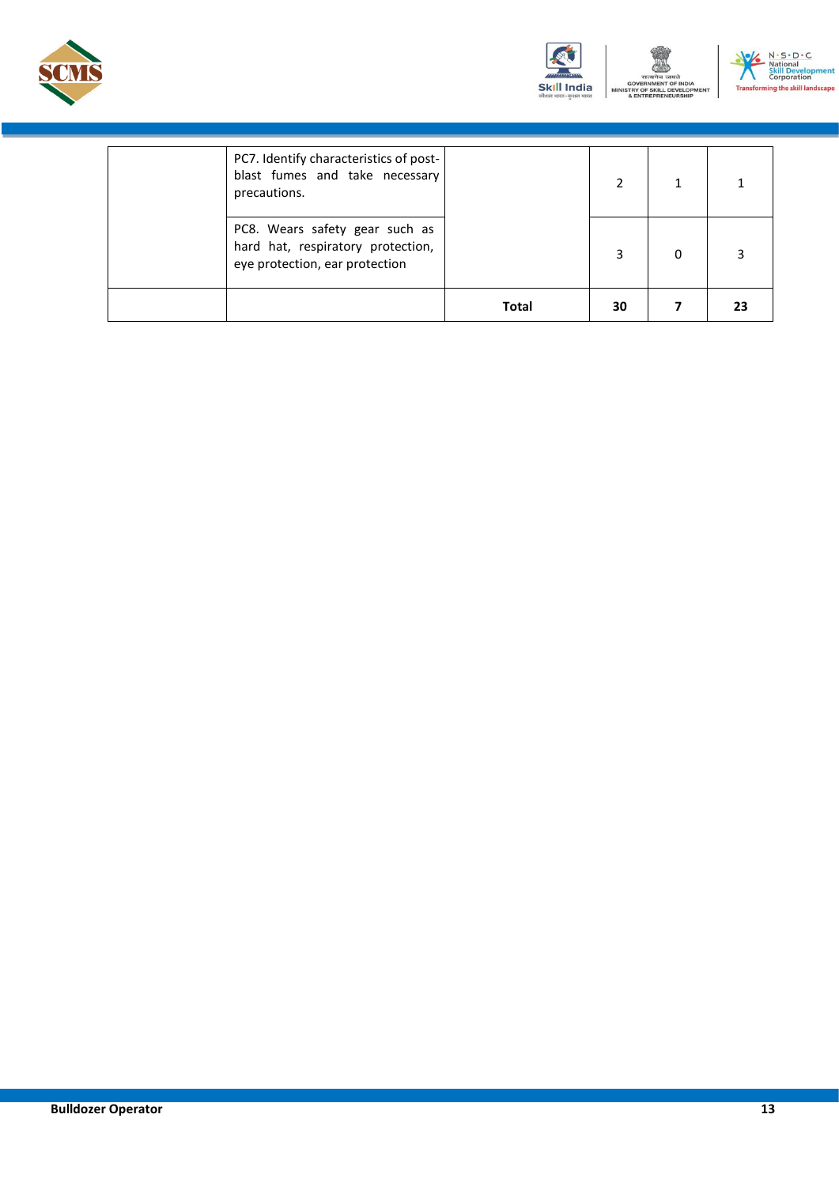| | | | | | |
|---|---|---|---|---|---|
| | PC7. Identify characteristics of post-blast fumes and take necessary precautions. | | 2 | 1 | 1 |
| | PC8. Wears safety gear such as hard hat, respiratory protection, eye protection, ear protection | | 3 | 0 | 3 |
| | | **Total** | **30** | **7** | **23** |